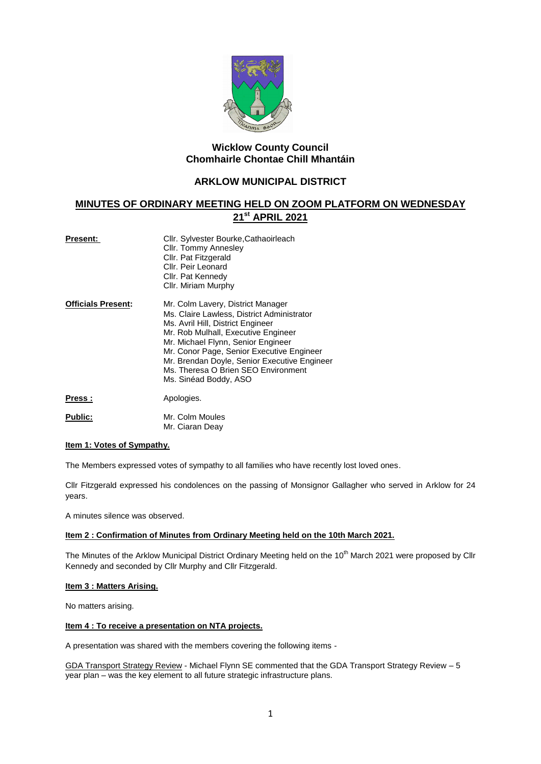# Wicklow County Council
# Chomhairle Chontae Chill Mhantáin

## ARKLOW MUNICIPAL DISTRICT

## MINUTES OF ORDINARY MEETING HELD ON ZOOM PLATFORM ON WEDNESDAY 21st APRIL 2021

**Present:**
Cllr. Sylvester Bourke,Cathaoirleach
Cllr. Tommy Annesley
Cllr. Pat Fitzgerald
Cllr. Peir Leonard
Cllr. Pat Kennedy
Cllr. Miriam Murphy

**Officials Present:**
Mr. Colm Lavery, District Manager
Ms. Claire Lawless, District Administrator
Ms. Avril Hill, District Engineer
Mr. Rob Mulhall, Executive Engineer
Mr. Michael Flynn, Senior Engineer
Mr. Conor Page, Senior Executive Engineer
Mr. Brendan Doyle, Senior Executive Engineer
Ms. Theresa O Brien SEO Environment
Ms. Sinéad Boddy, ASO

**Press :** Apologies.

**Public:**
Mr. Colm Moules
Mr. Ciaran Deay

**Item 1: Votes of Sympathy.**

The Members expressed votes of sympathy to all families who have recently lost loved ones.

Cllr Fitzgerald expressed his condolences on the passing of Monsignor Gallagher who served in Arklow for 24 years.

A minutes silence was observed.

**Item 2 : Confirmation of Minutes from Ordinary Meeting held on the 10th March 2021.**

The Minutes of the Arklow Municipal District Ordinary Meeting held on the 10th March 2021 were proposed by Cllr Kennedy and seconded by Cllr Murphy and Cllr Fitzgerald.

**Item 3 : Matters Arising.**

No matters arising.

**Item 4 : To receive a presentation on NTA projects.**

A presentation was shared with the members covering the following items -

GDA Transport Strategy Review - Michael Flynn SE commented that the GDA Transport Strategy Review – 5 year plan – was the key element to all future strategic infrastructure plans.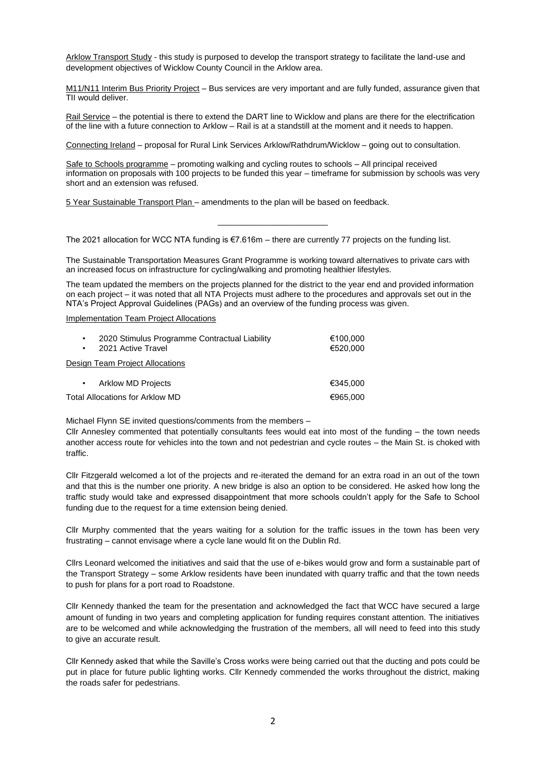<u>Arklow Transport Study</u> - this study is purposed to develop the transport strategy to facilitate the land-use and development objectives of Wicklow County Council in the Arklow area.

<u>M11/N11 Interim Bus Priority Project</u> – Bus services are very important and are fully funded, assurance given that TII would deliver.

<u>Rail Service</u> – the potential is there to extend the DART line to Wicklow and plans are there for the electrification of the line with a future connection to Arklow – Rail is at a standstill at the moment and it needs to happen.

<u>Connecting Ireland</u> – proposal for Rural Link Services Arklow/Rathdrum/Wicklow – going out to consultation.

<u>Safe to Schools programme</u> – promoting walking and cycling routes to schools – All principal received information on proposals with 100 projects to be funded this year – timeframe for submission by schools was very short and an extension was refused.

<u>5 Year Sustainable Transport Plan</u> – amendments to the plan will be based on feedback.

---

The 2021 allocation for WCC NTA funding is €7.616m – there are currently 77 projects on the funding list.

The Sustainable Transportation Measures Grant Programme is working toward alternatives to private cars with an increased focus on infrastructure for cycling/walking and promoting healthier lifestyles.

The team updated the members on the projects planned for the district to the year end and provided information on each project – it was noted that all NTA Projects must adhere to the procedures and approvals set out in the NTA's Project Approval Guidelines (PAGs) and an overview of the funding process was given.

<u>Implementation Team Project Allocations</u>

| | |
|---|---|
| • 2020 Stimulus Programme Contractual Liability | €100,000 |
| • 2021 Active Travel | €520,000 |
| <u>Design Team Project Allocations</u> | |
| • Arklow MD Projects | €345,000 |
| Total Allocations for Arklow MD | €965,000 |

Michael Flynn SE invited questions/comments from the members –
Cllr Annesley commented that potentially consultants fees would eat into most of the funding – the town needs another access route for vehicles into the town and not pedestrian and cycle routes – the Main St. is choked with traffic.

Cllr Fitzgerald welcomed a lot of the projects and re-iterated the demand for an extra road in an out of the town and that this is the number one priority. A new bridge is also an option to be considered. He asked how long the traffic study would take and expressed disappointment that more schools couldn't apply for the Safe to School funding due to the request for a time extension being denied.

Cllr Murphy commented that the years waiting for a solution for the traffic issues in the town has been very frustrating – cannot envisage where a cycle lane would fit on the Dublin Rd.

Cllrs Leonard welcomed the initiatives and said that the use of e-bikes would grow and form a sustainable part of the Transport Strategy – some Arklow residents have been inundated with quarry traffic and that the town needs to push for plans for a port road to Roadstone.

Cllr Kennedy thanked the team for the presentation and acknowledged the fact that WCC have secured a large amount of funding in two years and completing application for funding requires constant attention. The initiatives are to be welcomed and while acknowledging the frustration of the members, all will need to feed into this study to give an accurate result.

Cllr Kennedy asked that while the Saville's Cross works were being carried out that the ducting and pots could be put in place for future public lighting works. Cllr Kennedy commended the works throughout the district, making the roads safer for pedestrians.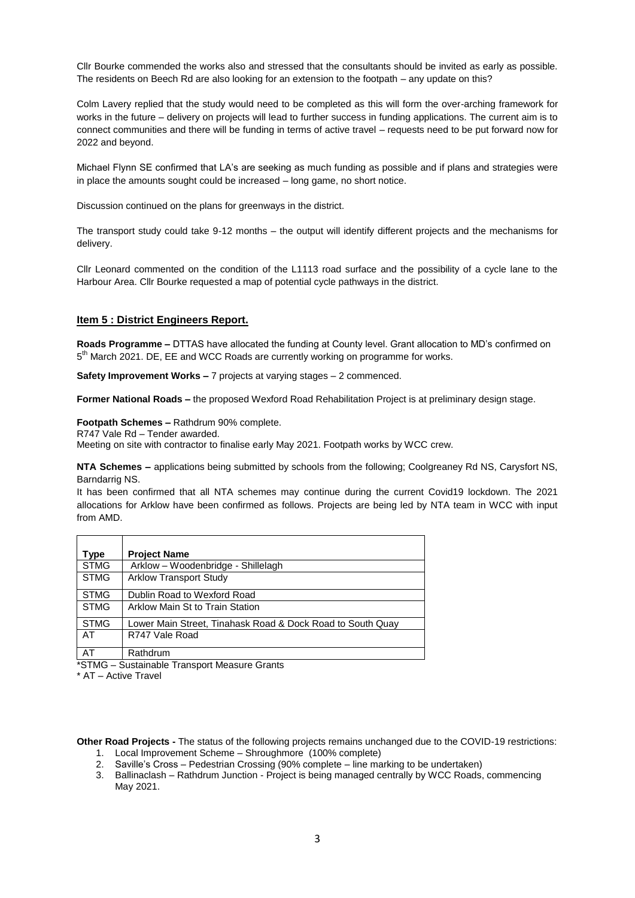Cllr Bourke commended the works also and stressed that the consultants should be invited as early as possible. The residents on Beech Rd are also looking for an extension to the footpath – any update on this?

Colm Lavery replied that the study would need to be completed as this will form the over-arching framework for works in the future – delivery on projects will lead to further success in funding applications. The current aim is to connect communities and there will be funding in terms of active travel – requests need to be put forward now for 2022 and beyond.

Michael Flynn SE confirmed that LA's are seeking as much funding as possible and if plans and strategies were in place the amounts sought could be increased – long game, no short notice.

Discussion continued on the plans for greenways in the district.

The transport study could take 9-12 months – the output will identify different projects and the mechanisms for delivery.

Cllr Leonard commented on the condition of the L1113 road surface and the possibility of a cycle lane to the Harbour Area. Cllr Bourke requested a map of potential cycle pathways in the district.

## Item 5 : District Engineers Report.

**Roads Programme –** DTTAS have allocated the funding at County level. Grant allocation to MD's confirmed on 5th March 2021. DE, EE and WCC Roads are currently working on programme for works.

**Safety Improvement Works –** 7 projects at varying stages – 2 commenced.

**Former National Roads –** the proposed Wexford Road Rehabilitation Project is at preliminary design stage.

**Footpath Schemes –** Rathdrum 90% complete.
R747 Vale Rd – Tender awarded.
Meeting on site with contractor to finalise early May 2021. Footpath works by WCC crew.

**NTA Schemes –** applications being submitted by schools from the following; Coolgreaney Rd NS, Carysfort NS, Barndarrig NS.

It has been confirmed that all NTA schemes may continue during the current Covid19 lockdown. The 2021 allocations for Arklow have been confirmed as follows. Projects are being led by NTA team in WCC with input from AMD.

| Type | Project Name |
|---|---|
| STMG | Arklow – Woodenbridge - Shillelagh |
| STMG | Arklow Transport Study |
| STMG | Dublin Road to Wexford Road |
| STMG | Arklow Main St to Train Station |
| STMG | Lower Main Street, Tinahask Road & Dock Road to South Quay |
| AT | R747 Vale Road |
| AT | Rathdrum |

*STMG – Sustainable Transport Measure Grants
* AT – Active Travel

**Other Road Projects -** The status of the following projects remains unchanged due to the COVID-19 restrictions:

1. Local Improvement Scheme – Shroughmore (100% complete)
2. Saville's Cross – Pedestrian Crossing (90% complete – line marking to be undertaken)
3. Ballinaclash – Rathdrum Junction - Project is being managed centrally by WCC Roads, commencing May 2021.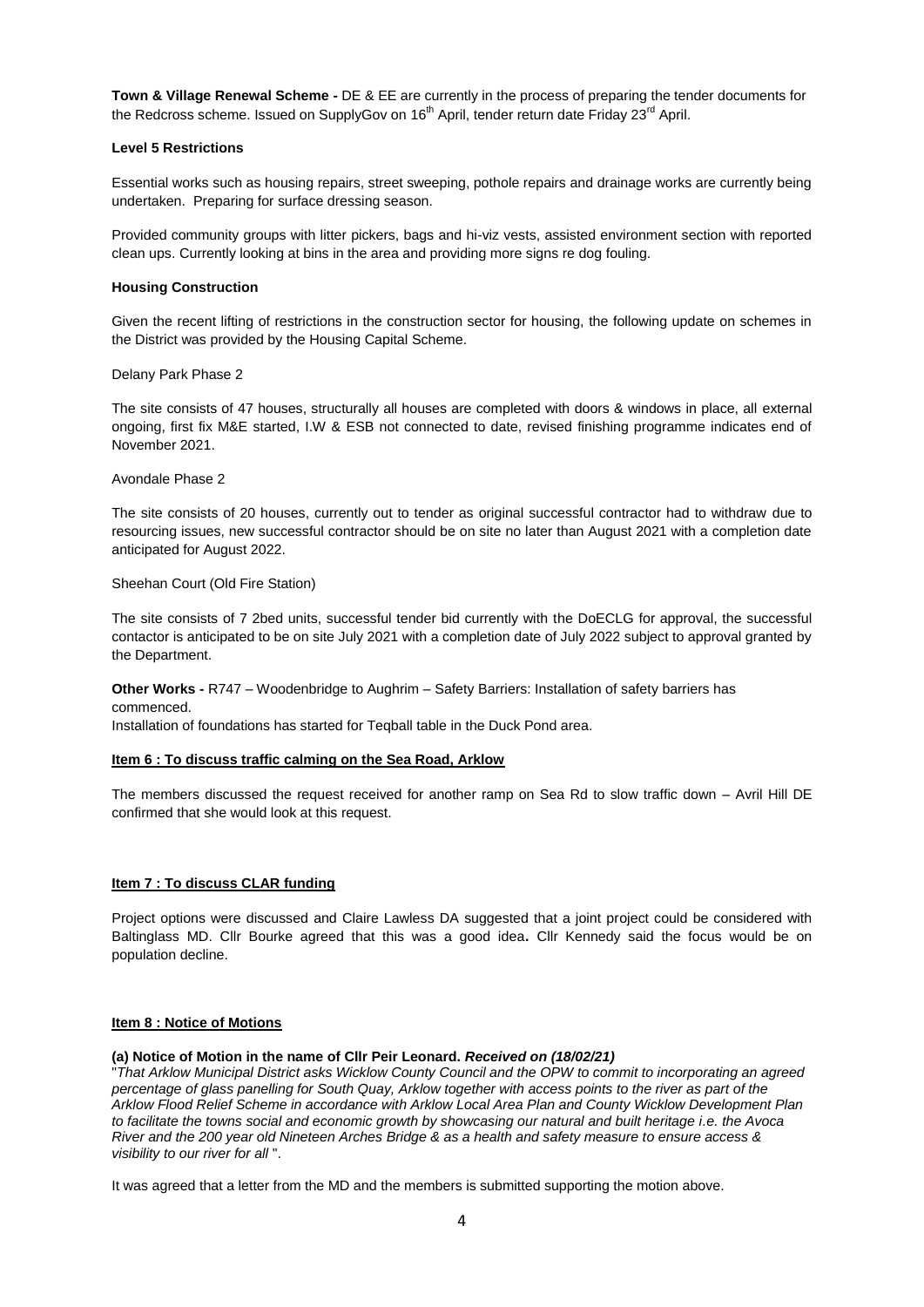**Town & Village Renewal Scheme -** DE & EE are currently in the process of preparing the tender documents for the Redcross scheme. Issued on SupplyGov on 16th April, tender return date Friday 23rd April.

**Level 5 Restrictions**

Essential works such as housing repairs, street sweeping, pothole repairs and drainage works are currently being undertaken. Preparing for surface dressing season.

Provided community groups with litter pickers, bags and hi-viz vests, assisted environment section with reported clean ups. Currently looking at bins in the area and providing more signs re dog fouling.

**Housing Construction**

Given the recent lifting of restrictions in the construction sector for housing, the following update on schemes in the District was provided by the Housing Capital Scheme.

Delany Park Phase 2

The site consists of 47 houses, structurally all houses are completed with doors & windows in place, all external ongoing, first fix M&E started, I.W & ESB not connected to date, revised finishing programme indicates end of November 2021.

Avondale Phase 2

The site consists of 20 houses, currently out to tender as original successful contractor had to withdraw due to resourcing issues, new successful contractor should be on site no later than August 2021 with a completion date anticipated for August 2022.

Sheehan Court (Old Fire Station)

The site consists of 7 2bed units, successful tender bid currently with the DoECLG for approval, the successful contactor is anticipated to be on site July 2021 with a completion date of July 2022 subject to approval granted by the Department.

**Other Works -** R747 – Woodenbridge to Aughrim – Safety Barriers: Installation of safety barriers has commenced.
Installation of foundations has started for Teqball table in the Duck Pond area.

**Item 6 : To discuss traffic calming on the Sea Road, Arklow**

The members discussed the request received for another ramp on Sea Rd to slow traffic down – Avril Hill DE confirmed that she would look at this request.

**Item 7 : To discuss CLAR funding**

Project options were discussed and Claire Lawless DA suggested that a joint project could be considered with Baltinglass MD. Cllr Bourke agreed that this was a good idea**.** Cllr Kennedy said the focus would be on population decline.

**Item 8 : Notice of Motions**

**(a) Notice of Motion in the name of Cllr Peir Leonard.** ***Received on (18/02/21)***
"*That Arklow Municipal District asks Wicklow County Council and the OPW to commit to incorporating an agreed percentage of glass panelling for South Quay, Arklow together with access points to the river as part of the Arklow Flood Relief Scheme in accordance with Arklow Local Area Plan and County Wicklow Development Plan to facilitate the towns social and economic growth by showcasing our natural and built heritage i.e. the Avoca River and the 200 year old Nineteen Arches Bridge & as a health and safety measure to ensure access & visibility to our river for all* ".

It was agreed that a letter from the MD and the members is submitted supporting the motion above.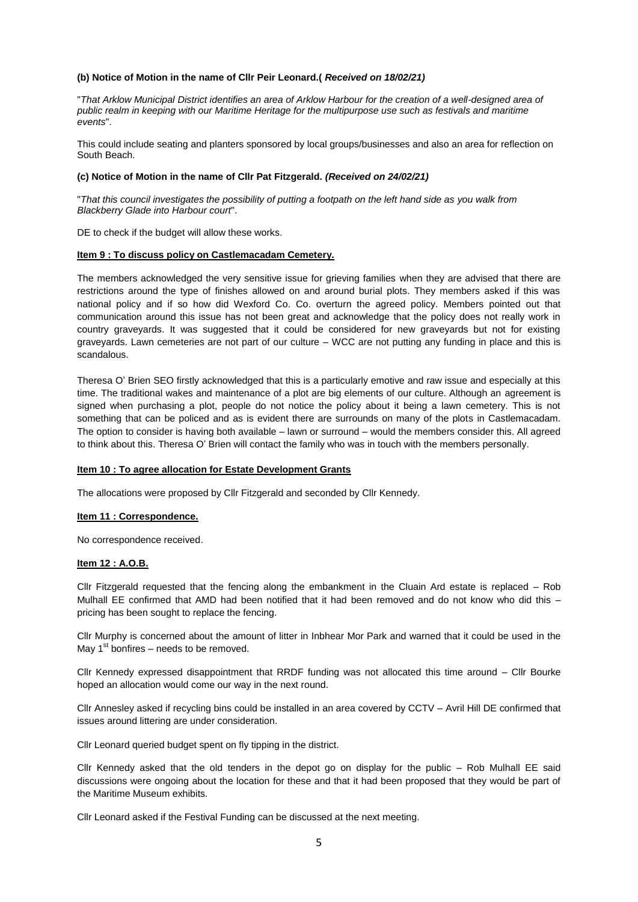**(b) Notice of Motion in the name of Cllr Peir Leonard.(** ***Received on 18/02/21)***

"*That Arklow Municipal District identifies an area of Arklow Harbour for the creation of a well-designed area of public realm in keeping with our Maritime Heritage for the multipurpose use such as festivals and maritime events*".

This could include seating and planters sponsored by local groups/businesses and also an area for reflection on South Beach.

**(c) Notice of Motion in the name of Cllr Pat Fitzgerald.** ***(Received on 24/02/21)***

"*That this council investigates the possibility of putting a footpath on the left hand side as you walk from Blackberry Glade into Harbour court*".

DE to check if the budget will allow these works.

**Item 9 : To discuss policy on Castlemacadam Cemetery.**

The members acknowledged the very sensitive issue for grieving families when they are advised that there are restrictions around the type of finishes allowed on and around burial plots. They members asked if this was national policy and if so how did Wexford Co. Co. overturn the agreed policy. Members pointed out that communication around this issue has not been great and acknowledge that the policy does not really work in country graveyards. It was suggested that it could be considered for new graveyards but not for existing graveyards. Lawn cemeteries are not part of our culture – WCC are not putting any funding in place and this is scandalous.

Theresa O' Brien SEO firstly acknowledged that this is a particularly emotive and raw issue and especially at this time. The traditional wakes and maintenance of a plot are big elements of our culture. Although an agreement is signed when purchasing a plot, people do not notice the policy about it being a lawn cemetery. This is not something that can be policed and as is evident there are surrounds on many of the plots in Castlemacadam. The option to consider is having both available – lawn or surround – would the members consider this. All agreed to think about this. Theresa O' Brien will contact the family who was in touch with the members personally.

**Item 10 : To agree allocation for Estate Development Grants**

The allocations were proposed by Cllr Fitzgerald and seconded by Cllr Kennedy.

**Item 11 : Correspondence.**

No correspondence received.

**Item 12 : A.O.B.**

Cllr Fitzgerald requested that the fencing along the embankment in the Cluain Ard estate is replaced – Rob Mulhall EE confirmed that AMD had been notified that it had been removed and do not know who did this – pricing has been sought to replace the fencing.

Cllr Murphy is concerned about the amount of litter in Inbhear Mor Park and warned that it could be used in the May 1st bonfires – needs to be removed.

Cllr Kennedy expressed disappointment that RRDF funding was not allocated this time around – Cllr Bourke hoped an allocation would come our way in the next round.

Cllr Annesley asked if recycling bins could be installed in an area covered by CCTV – Avril Hill DE confirmed that issues around littering are under consideration.

Cllr Leonard queried budget spent on fly tipping in the district.

Cllr Kennedy asked that the old tenders in the depot go on display for the public – Rob Mulhall EE said discussions were ongoing about the location for these and that it had been proposed that they would be part of the Maritime Museum exhibits.

Cllr Leonard asked if the Festival Funding can be discussed at the next meeting.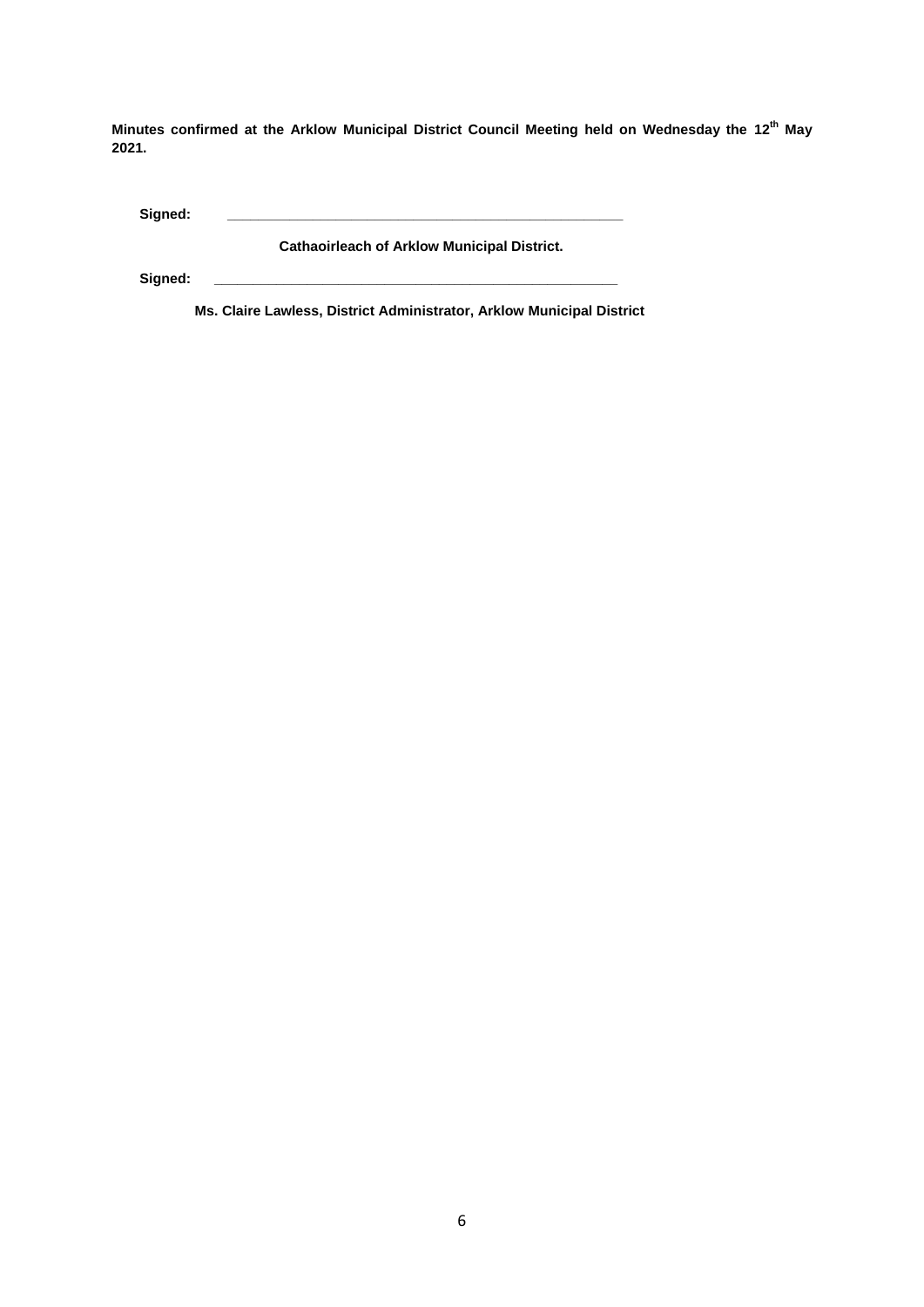**Minutes confirmed at the Arklow Municipal District Council Meeting held on Wednesday the 12th May 2021.**

**Signed:** ______________________________________________

**Cathaoirleach of Arklow Municipal District.**

**Signed:** ______________________________________________

**Ms. Claire Lawless, District Administrator, Arklow Municipal District**